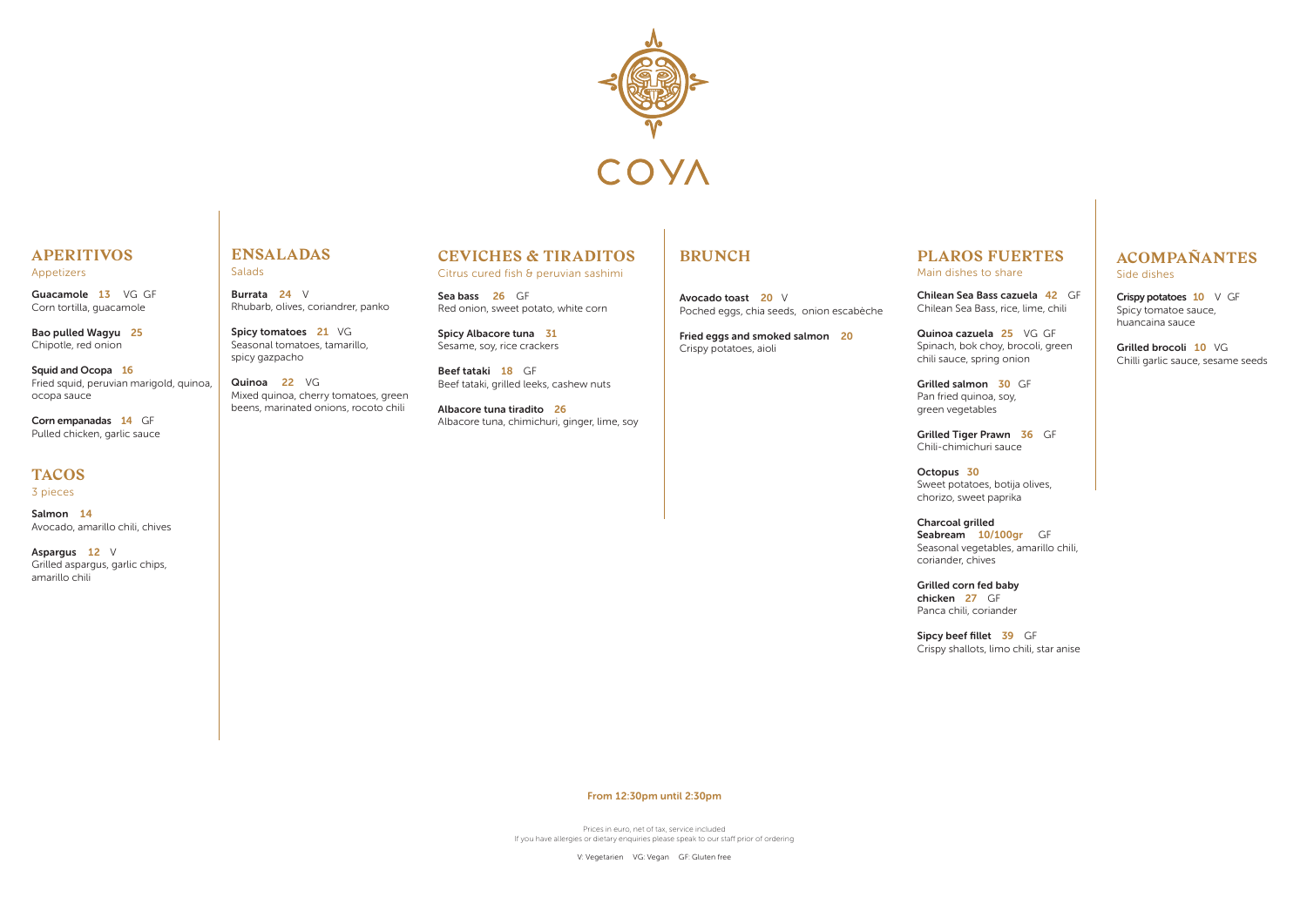# COYA

## APERITIVOS
Appetizers

**Guacamole 13** VG GF
Corn tortilla, guacamole

**Bao pulled Wagyu 25**
Chipotle, red onion

**Squid and Ocopa 16**
Fried squid, peruvian marigold, quinoa, ocopa sauce

**Corn empanadas 14** GF
Pulled chicken, garlic sauce

## TACOS
3 pieces

**Salmon 14**
Avocado, amarillo chili, chives

**Aspargus 12** V
Grilled aspargus, garlic chips, amarillo chili

## ENSALADAS
Salads

**Burrata 24** V
Rhubarb, olives, coriandrer, panko

**Spicy tomatoes 21** VG
Seasonal tomatoes, tamarillo, spicy gazpacho

**Quinoa 22** VG
Mixed quinoa, cherry tomatoes, green beens, marinated onions, rocoto chili

## CEVICHES & TIRADITOS
Citrus cured fish & peruvian sashimi

**Sea bass 26** GF
Red onion, sweet potato, white corn

**Spicy Albacore tuna 31**
Sesame, soy, rice crackers

**Beef tataki 18** GF
Beef tataki, grilled leeks, cashew nuts

**Albacore tuna tiradito 26**
Albacore tuna, chimichuri, ginger, lime, soy

## BRUNCH

**Avocado toast 20** V
Poched eggs, chia seeds, onion escabèche

**Fried eggs and smoked salmon 20**
Crispy potatoes, aioli

## PLAROS FUERTES
Main dishes to share

**Chilean Sea Bass cazuela 42** GF
Chilean Sea Bass, rice, lime, chili

**Quinoa cazuela 25** VG GF
Spinach, bok choy, brocoli, green chili sauce, spring onion

**Grilled salmon 30** GF
Pan fried quinoa, soy, green vegetables

**Grilled Tiger Prawn 36** GF
Chili-chimichuri sauce

**Octopus 30**
Sweet potatoes, botija olives, chorizo, sweet paprika

**Charcoal grilled Seabream 10/100gr** GF
Seasonal vegetables, amarillo chili, coriander, chives

**Grilled corn fed baby chicken 27** GF
Panca chili, coriander

**Sipcy beef fillet 39** GF
Crispy shallots, limo chili, star anise

## ACOMPAÑANTES
Side dishes

**Crispy potatoes 10** V GF
Spicy tomatoe sauce, huancaina sauce

**Grilled brocoli 10** VG
Chilli garlic sauce, sesame seeds

From 12:30pm until 2:30pm

Prices in euro, net of tax, service included
If you have allergies or dietary enquiries please speak to our staff prior of ordering

V: Vegetarien VG: Vegan GF: Gluten free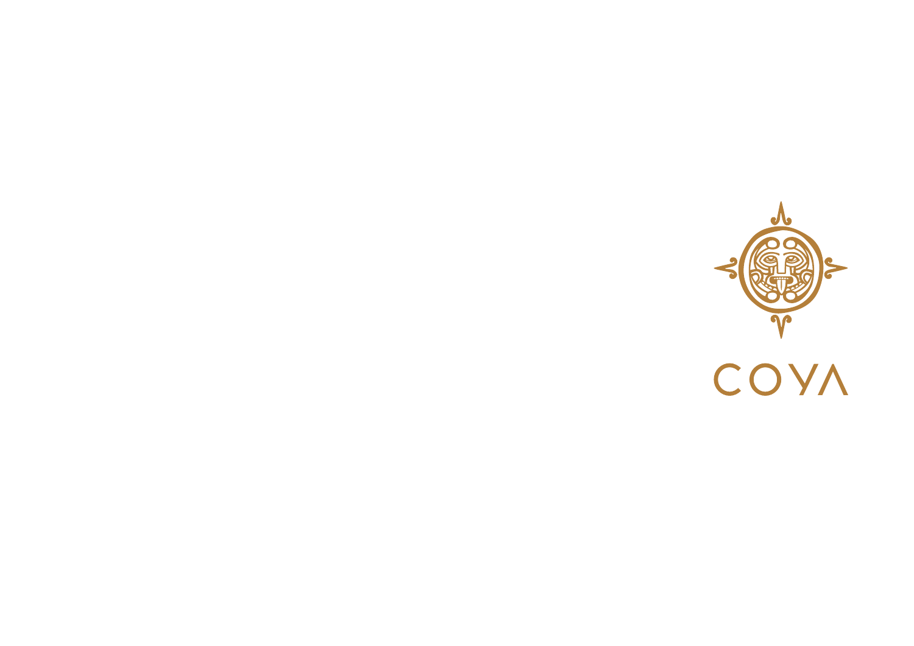COYA